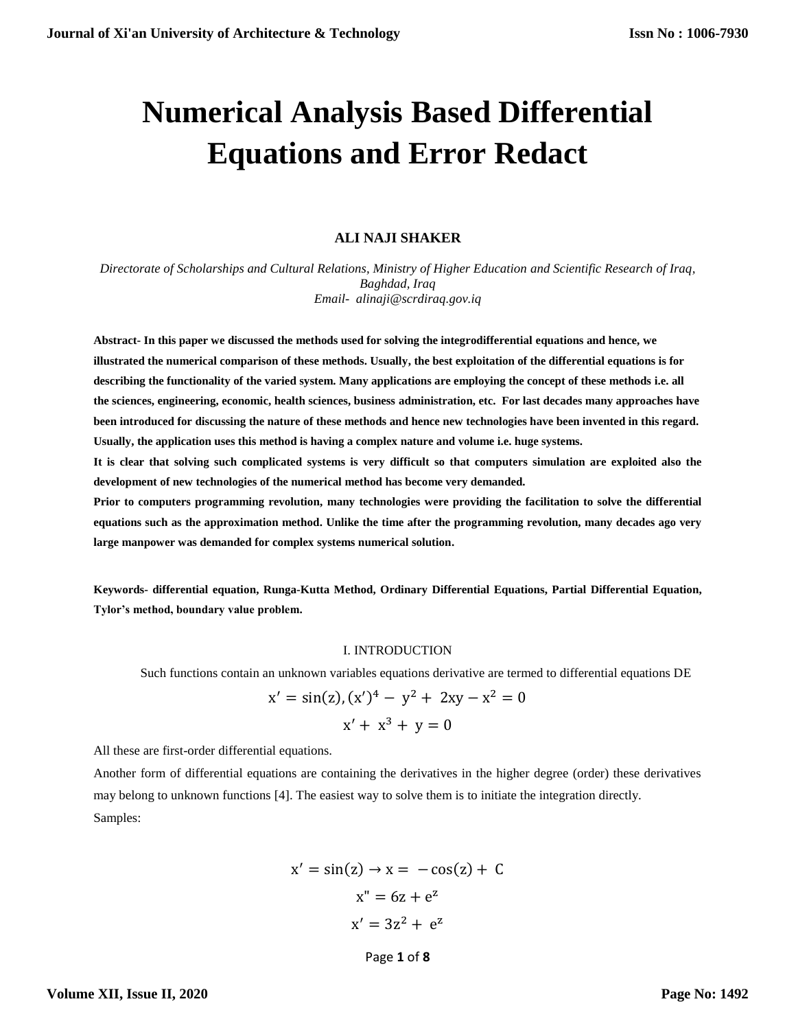# Numerical Analysis Based Differential Equations and Error Redact

**ALI NAJI SHAKER**

*Directorate of Scholarships and Cultural Relations, Ministry of Higher Education and Scientific Research of Iraq, Baghdad, Iraq*
*Email- alinaji@scrdiraq.gov.iq*

**Abstract- In this paper we discussed the methods used for solving the integrodifferential equations and hence, we illustrated the numerical comparison of these methods. Usually, the best exploitation of the differential equations is for describing the functionality of the varied system. Many applications are employing the concept of these methods i.e. all the sciences, engineering, economic, health sciences, business administration, etc. For last decades many approaches have been introduced for discussing the nature of these methods and hence new technologies have been invented in this regard. Usually, the application uses this method is having a complex nature and volume i.e. huge systems.**

**It is clear that solving such complicated systems is very difficult so that computers simulation are exploited also the development of new technologies of the numerical method has become very demanded.**

**Prior to computers programming revolution, many technologies were providing the facilitation to solve the differential equations such as the approximation method. Unlike the time after the programming revolution, many decades ago very large manpower was demanded for complex systems numerical solution.**

**Keywords- differential equation, Runga-Kutta Method, Ordinary Differential Equations, Partial Differential Equation, Tylor's method, boundary value problem.**

## I. INTRODUCTION

Such functions contain an unknown variables equations derivative are termed to differential equations DE

$$x' = \sin(z), (x')^4 - y^2 + 2xy - x^2 = 0$$

$$x' + x^3 + y = 0$$

All these are first-order differential equations.

Another form of differential equations are containing the derivatives in the higher degree (order) these derivatives may belong to unknown functions [4]. The easiest way to solve them is to initiate the integration directly.

Samples:

$$x' = \sin(z) \rightarrow x = -\cos(z) + C$$

$$x'' = 6z + e^z$$

$$x' = 3z^2 + e^z$$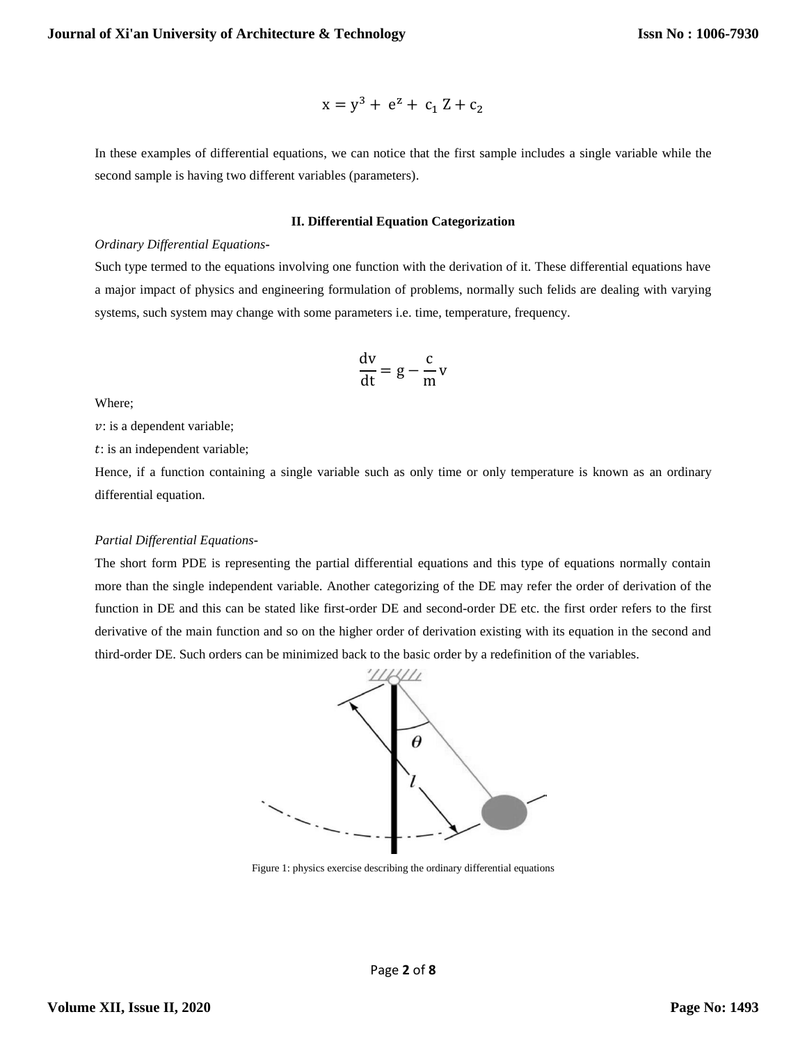$$x = y^3 + e^z + c_1 Z + c_2$$

In these examples of differential equations, we can notice that the first sample includes a single variable while the second sample is having two different variables (parameters).

## II. Differential Equation Categorization

*Ordinary Differential Equations*-

Such type termed to the equations involving one function with the derivation of it. These differential equations have a major impact of physics and engineering formulation of problems, normally such felids are dealing with varying systems, such system may change with some parameters i.e. time, temperature, frequency.

$$\frac{dv}{dt} = g - \frac{c}{m} v$$

Where;

$v$: is a dependent variable;

$t$: is an independent variable;

Hence, if a function containing a single variable such as only time or only temperature is known as an ordinary differential equation.

*Partial Differential Equations*-

The short form PDE is representing the partial differential equations and this type of equations normally contain more than the single independent variable. Another categorizing of the DE may refer the order of derivation of the function in DE and this can be stated like first-order DE and second-order DE etc. the first order refers to the first derivative of the main function and so on the higher order of derivation existing with its equation in the second and third-order DE. Such orders can be minimized back to the basic order by a redefinition of the variables.

Figure 1: physics exercise describing the ordinary differential equations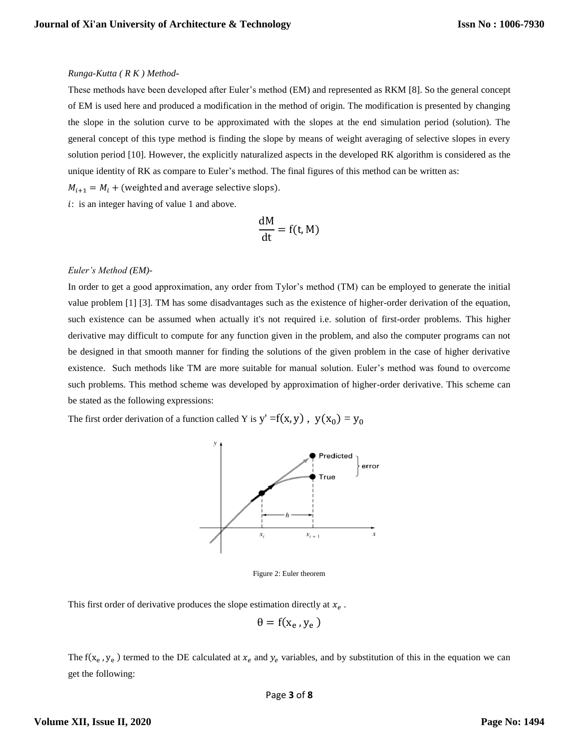*Runga-Kutta ( R K ) Method-*

These methods have been developed after Euler's method (EM) and represented as RKM [8]. So the general concept of EM is used here and produced a modification in the method of origin. The modification is presented by changing the slope in the solution curve to be approximated with the slopes at the end simulation period (solution). The general concept of this type method is finding the slope by means of weight averaging of selective slopes in every solution period [10]. However, the explicitly naturalized aspects in the developed RK algorithm is considered as the unique identity of RK as compare to Euler's method. The final figures of this method can be written as:

$M_{i+1} = M_i + \text{(weighted and average selective slops)}.$

$i$: is an integer having of value 1 and above.

$$\frac{dM}{dt} = f(t, M)$$

*Euler's Method (EM)-*

In order to get a good approximation, any order from Tylor's method (TM) can be employed to generate the initial value problem [1] [3]. TM has some disadvantages such as the existence of higher-order derivation of the equation, such existence can be assumed when actually it's not required i.e. solution of first-order problems. This higher derivative may difficult to compute for any function given in the problem, and also the computer programs can not be designed in that smooth manner for finding the solutions of the given problem in the case of higher derivative existence. Such methods like TM are more suitable for manual solution. Euler's method was found to overcome such problems. This method scheme was developed by approximation of higher-order derivative. This scheme can be stated as the following expressions:

The first order derivation of a function called Y is $y' = f(x, y)$ , $y(x_0) = y_0$

Figure 2: Euler theorem

This first order of derivative produces the slope estimation directly at $x_e$ .

$$\theta = f(x_e, y_e)$$

The $f(x_e, y_e)$ termed to the DE calculated at $x_e$ and $y_e$ variables, and by substitution of this in the equation we can get the following: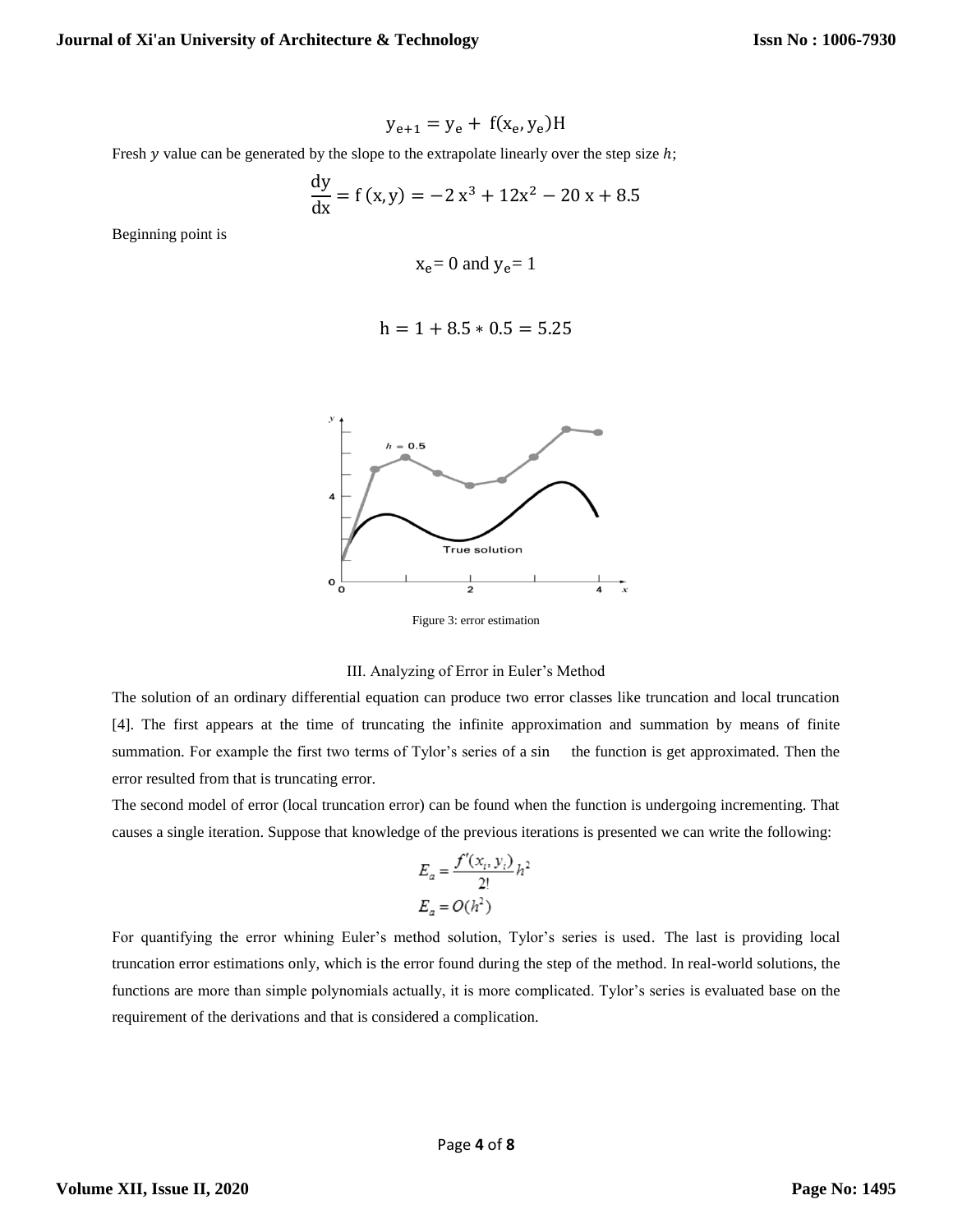$$y_{e+1} = y_e + f(x_e, y_e)H$$

Fresh $y$ value can be generated by the slope to the extrapolate linearly over the step size $h$;

$$\frac{dy}{dx} = f(x, y) = -2x^3 + 12x^2 - 20x + 8.5$$

Beginning point is

$$x_e = 0 \text{ and } y_e = 1$$

$$h = 1 + 8.5 * 0.5 = 5.25$$

Figure 3: error estimation

III. Analyzing of Error in Euler's Method

The solution of an ordinary differential equation can produce two error classes like truncation and local truncation [4]. The first appears at the time of truncating the infinite approximation and summation by means of finite summation. For example the first two terms of Tylor's series of a sin the function is get approximated. Then the error resulted from that is truncating error.

The second model of error (local truncation error) can be found when the function is undergoing incrementing. That causes a single iteration. Suppose that knowledge of the previous iterations is presented we can write the following:

$$E_a = \frac{f'(x_i, y_i)}{2!}h^2$$

$$E_a = O(h^2)$$

For quantifying the error whining Euler's method solution, Tylor's series is used. The last is providing local truncation error estimations only, which is the error found during the step of the method. In real-world solutions, the functions are more than simple polynomials actually, it is more complicated. Tylor's series is evaluated base on the requirement of the derivations and that is considered a complication.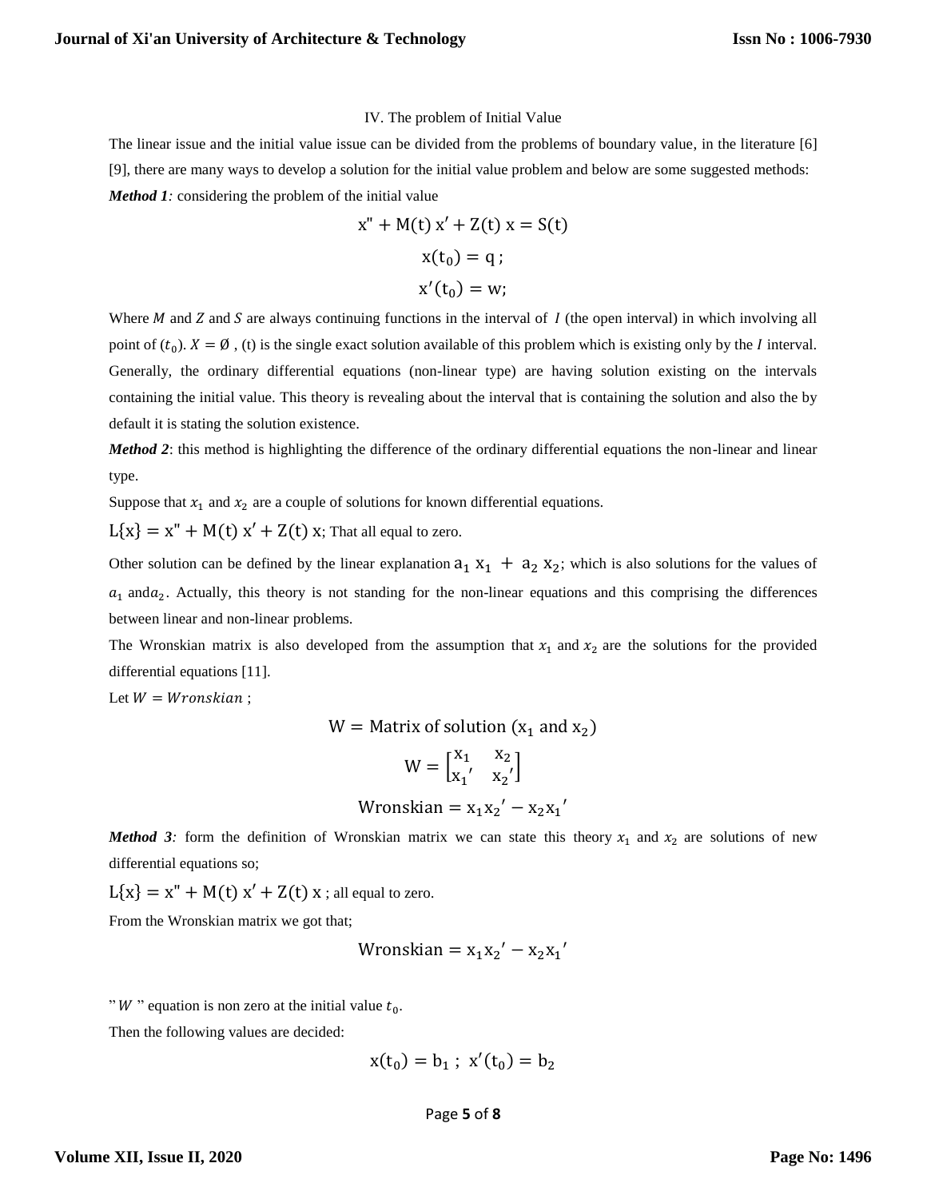IV. The problem of Initial Value

The linear issue and the initial value issue can be divided from the problems of boundary value, in the literature [6] [9], there are many ways to develop a solution for the initial value problem and below are some suggested methods:

***Method 1:*** considering the problem of the initial value

$$x'' + M(t)\,x' + Z(t)\,x = S(t)$$

$$x(t_0) = q\,;$$

$$x'(t_0) = w;$$

Where $M$ and $Z$ and $S$ are always continuing functions in the interval of $I$ (the open interval) in which involving all point of $(t_0)$. $X = \emptyset$ , (t) is the single exact solution available of this problem which is existing only by the $I$ interval. Generally, the ordinary differential equations (non-linear type) are having solution existing on the intervals containing the initial value. This theory is revealing about the interval that is containing the solution and also the by default it is stating the solution existence.

***Method 2***: this method is highlighting the difference of the ordinary differential equations the non-linear and linear type.

Suppose that $x_1$ and $x_2$ are a couple of solutions for known differential equations.

$L\{x\} = x'' + M(t)\,x' + Z(t)\,x$; That all equal to zero.

Other solution can be defined by the linear explanation $a_1\,x_1 + a_2\,x_2$; which is also solutions for the values of $a_1$ and$a_2$. Actually, this theory is not standing for the non-linear equations and this comprising the differences between linear and non-linear problems.

The Wronskian matrix is also developed from the assumption that $x_1$ and $x_2$ are the solutions for the provided differential equations [11].

Let $W = Wronskian$ ;

$$W = \text{Matrix of solution } (x_1 \text{ and } x_2)$$

$$W = \begin{bmatrix} x_1 & x_2 \\ x_1{'} & x_2{'} \end{bmatrix}$$

$$\text{Wronskian} = x_1 x_2{'} - x_2 x_1{'}$$

***Method 3:*** form the definition of Wronskian matrix we can state this theory $x_1$ and $x_2$ are solutions of new differential equations so;

$L\{x\} = x'' + M(t)\,x' + Z(t)\,x$ ; all equal to zero.

From the Wronskian matrix we got that;

$$\text{Wronskian} = x_1 x_2{'} - x_2 x_1{'}$$

" $W$ " equation is non zero at the initial value $t_0$.

Then the following values are decided:

$$x(t_0) = b_1\ ;\ x'(t_0) = b_2$$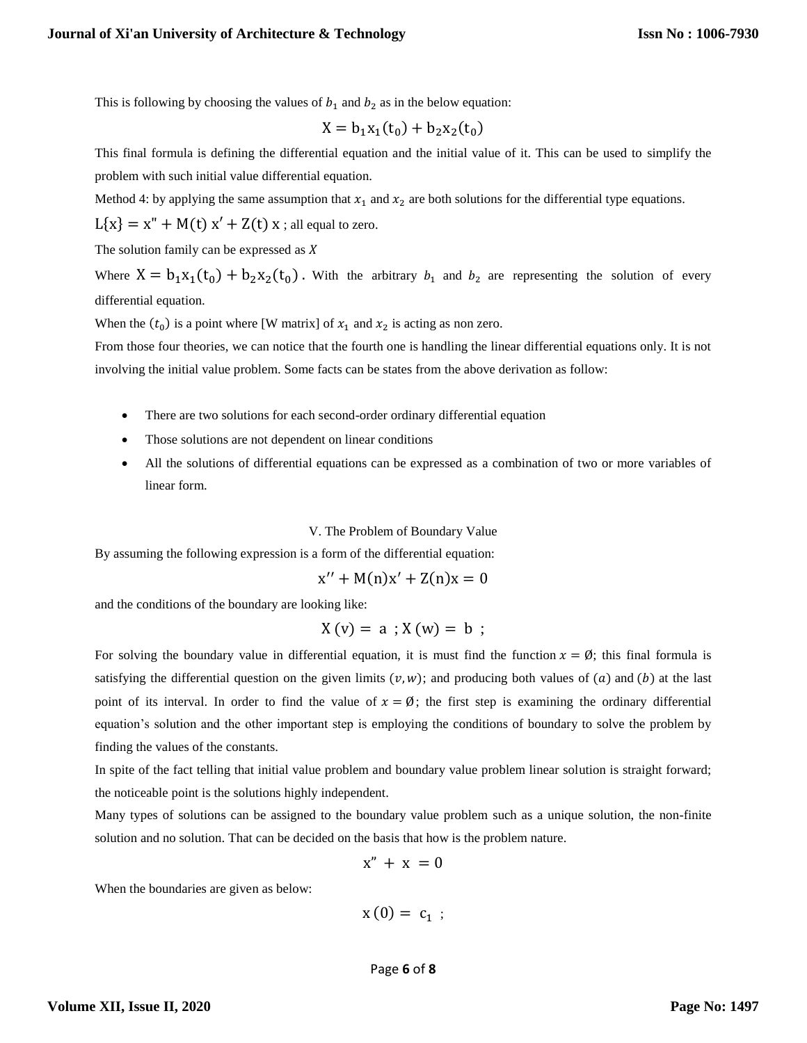This is following by choosing the values of $b_1$ and $b_2$ as in the below equation:

$$X = b_1x_1(t_0) + b_2x_2(t_0)$$

This final formula is defining the differential equation and the initial value of it. This can be used to simplify the problem with such initial value differential equation.

Method 4: by applying the same assumption that $x_1$ and $x_2$ are both solutions for the differential type equations.

$L\{x\} = x'' + M(t)\, x' + Z(t)\, x$ ; all equal to zero.

The solution family can be expressed as $X$

Where $X = b_1x_1(t_0) + b_2x_2(t_0)$. With the arbitrary $b_1$ and $b_2$ are representing the solution of every differential equation.

When the $(t_0)$ is a point where [W matrix] of $x_1$ and $x_2$ is acting as non zero.

From those four theories, we can notice that the fourth one is handling the linear differential equations only. It is not involving the initial value problem. Some facts can be states from the above derivation as follow:

- There are two solutions for each second-order ordinary differential equation
- Those solutions are not dependent on linear conditions
- All the solutions of differential equations can be expressed as a combination of two or more variables of linear form.

## V. The Problem of Boundary Value

By assuming the following expression is a form of the differential equation:

$$x'' + M(n)x' + Z(n)x = 0$$

and the conditions of the boundary are looking like:

$$X\,(v) = a \; ; X\,(w) = b \; ;$$

For solving the boundary value in differential equation, it is must find the function $x = \emptyset$; this final formula is satisfying the differential question on the given limits $(v, w)$; and producing both values of $(a)$ and $(b)$ at the last point of its interval. In order to find the value of $x = \emptyset$; the first step is examining the ordinary differential equation's solution and the other important step is employing the conditions of boundary to solve the problem by finding the values of the constants.

In spite of the fact telling that initial value problem and boundary value problem linear solution is straight forward; the noticeable point is the solutions highly independent.

Many types of solutions can be assigned to the boundary value problem such as a unique solution, the non-finite solution and no solution. That can be decided on the basis that how is the problem nature.

$$x'' + x = 0$$

When the boundaries are given as below:

$$x\,(0) = c_1 \; ;$$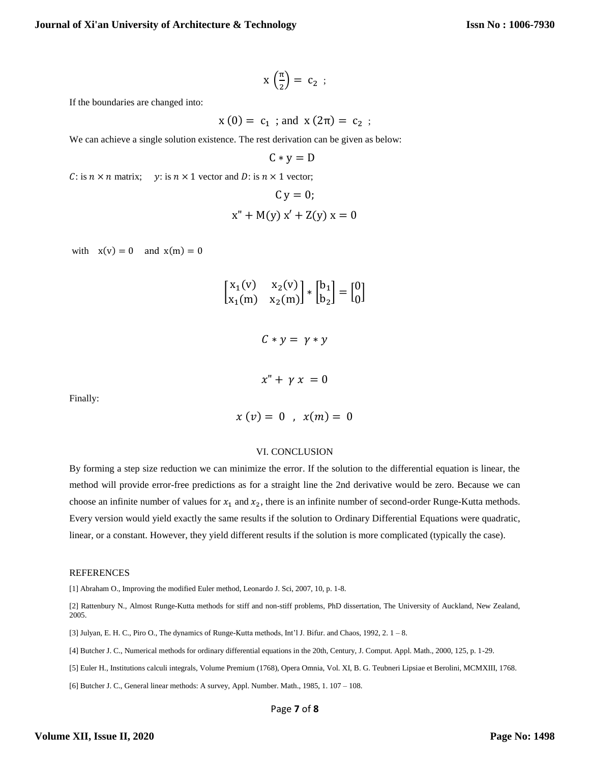$$x\left(\frac{\pi}{2}\right) = c_2 \;;$$

If the boundaries are changed into:

$$x(0) = c_1 \;;\text{and}\; x(2\pi) = c_2 \;;$$

We can achieve a single solution existence. The rest derivation can be given as below:

$$C * y = D$$

$C$: is $n \times n$ matrix; $y$: is $n \times 1$ vector and $D$: is $n \times 1$ vector;

$$C\,y = 0;$$

$$x'' + M(y)\,x' + Z(y)\,x = 0$$

with $x(v) = 0$ and $x(m) = 0$

$$\begin{bmatrix} x_1(v) & x_2(v) \\ x_1(m) & x_2(m) \end{bmatrix} * \begin{bmatrix} b_1 \\ b_2 \end{bmatrix} = \begin{bmatrix} 0 \\ 0 \end{bmatrix}$$

$$C * y = \gamma * y$$

$$x'' + \gamma\, x = 0$$

Finally:

$$x(v) = 0 \;\;,\;\; x(m) = 0$$

## VI. CONCLUSION

By forming a step size reduction we can minimize the error. If the solution to the differential equation is linear, the method will provide error-free predictions as for a straight line the 2nd derivative would be zero. Because we can choose an infinite number of values for $x_1$ and $x_2$, there is an infinite number of second-order Runge-Kutta methods. Every version would yield exactly the same results if the solution to Ordinary Differential Equations were quadratic, linear, or a constant. However, they yield different results if the solution is more complicated (typically the case).

## REFERENCES

[1] Abraham O., Improving the modified Euler method, Leonardo J. Sci, 2007, 10, p. 1-8.

[2] Rattenbury N., Almost Runge-Kutta methods for stiff and non-stiff problems, PhD dissertation, The University of Auckland, New Zealand, 2005.

[3] Julyan, E. H. C., Piro O., The dynamics of Runge-Kutta methods, Int'l J. Bifur. and Chaos, 1992, 2. 1 – 8.

[4] Butcher J. C., Numerical methods for ordinary differential equations in the 20th, Century, J. Comput. Appl. Math., 2000, 125, p. 1-29.

[5] Euler H., Institutions calculi integrals, Volume Premium (1768), Opera Omnia, Vol. XI, B. G. Teubneri Lipsiae et Berolini, MCMXIII, 1768.

[6] Butcher J. C., General linear methods: A survey, Appl. Number. Math., 1985, 1. 107 – 108.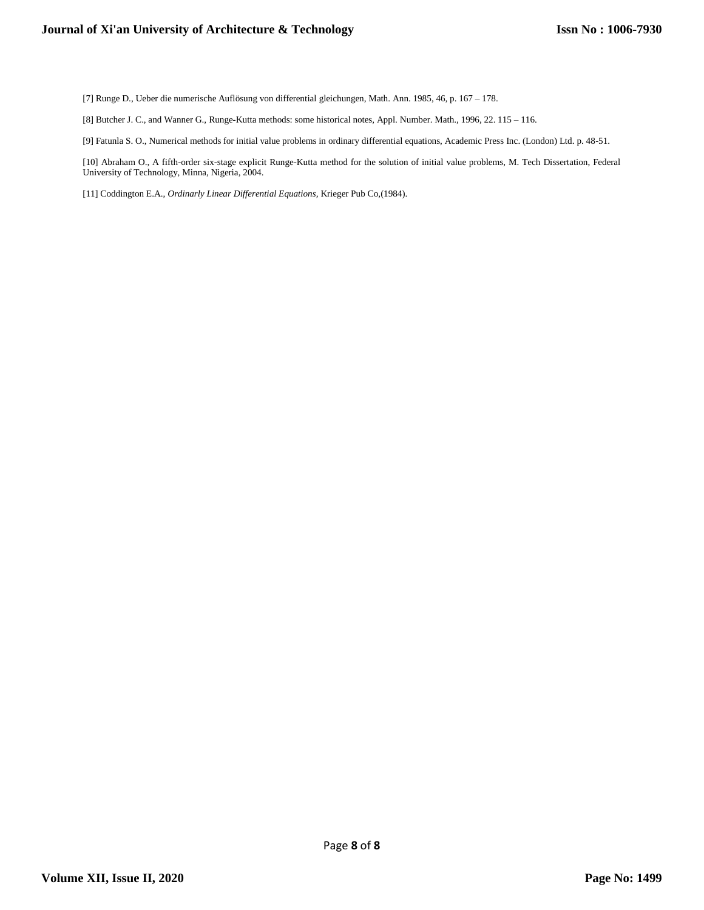[7] Runge D., Ueber die numerische Auflösung von differential gleichungen, Math. Ann. 1985, 46, p. 167 – 178.

[8] Butcher J. C., and Wanner G., Runge-Kutta methods: some historical notes, Appl. Number. Math., 1996, 22. 115 – 116.

[9] Fatunla S. O., Numerical methods for initial value problems in ordinary differential equations, Academic Press Inc. (London) Ltd. p. 48-51.

[10] Abraham O., A fifth-order six-stage explicit Runge-Kutta method for the solution of initial value problems, M. Tech Dissertation, Federal University of Technology, Minna, Nigeria, 2004.

[11] Coddington E.A., *Ordinarly Linear Differential Equations*, Krieger Pub Co,(1984).